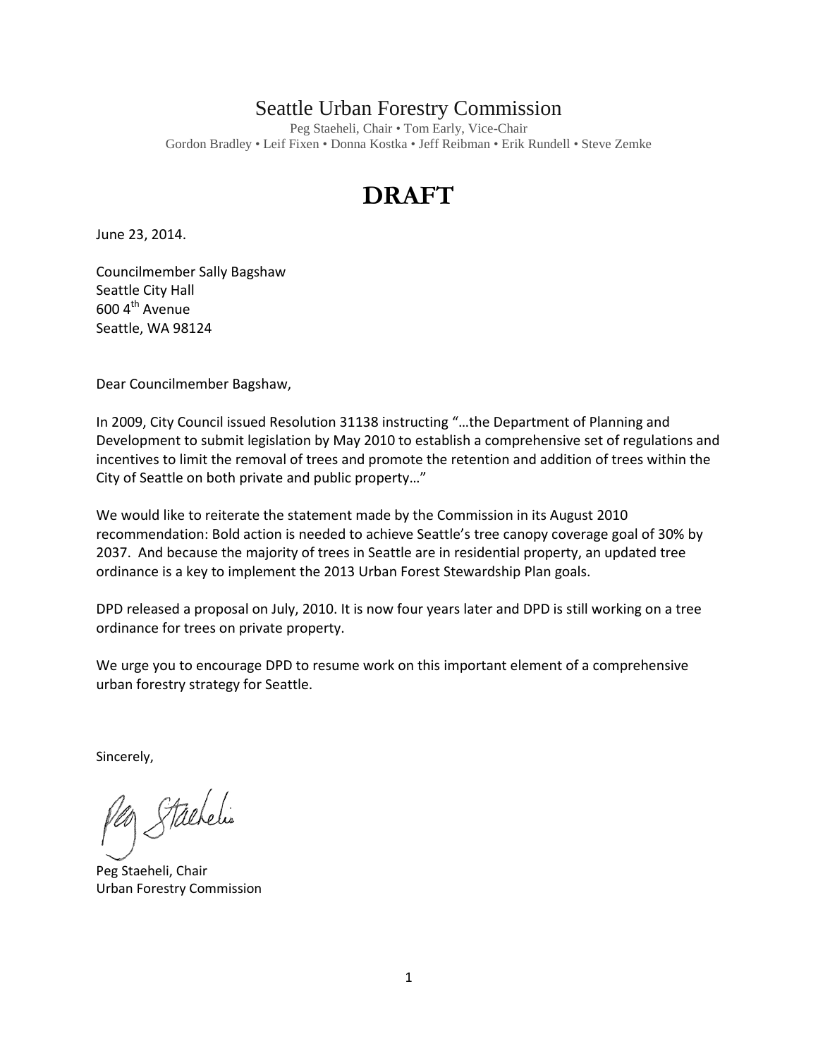# Seattle Urban Forestry Commission

Peg Staeheli, Chair • Tom Early, Vice-Chair
Gordon Bradley • Leif Fixen • Donna Kostka • Jeff Reibman • Erik Rundell • Steve Zemke

# DRAFT

June 23, 2014.

Councilmember Sally Bagshaw
Seattle City Hall
600 4th Avenue
Seattle, WA 98124

Dear Councilmember Bagshaw,

In 2009, City Council issued Resolution 31138 instructing "…the Department of Planning and Development to submit legislation by May 2010 to establish a comprehensive set of regulations and incentives to limit the removal of trees and promote the retention and addition of trees within the City of Seattle on both private and public property…"

We would like to reiterate the statement made by the Commission in its August 2010 recommendation: Bold action is needed to achieve Seattle's tree canopy coverage goal of 30% by 2037. And because the majority of trees in Seattle are in residential property, an updated tree ordinance is a key to implement the 2013 Urban Forest Stewardship Plan goals.

DPD released a proposal on July, 2010. It is now four years later and DPD is still working on a tree ordinance for trees on private property.

We urge you to encourage DPD to resume work on this important element of a comprehensive urban forestry strategy for Seattle.

Sincerely,

Peg Staeheli, Chair
Urban Forestry Commission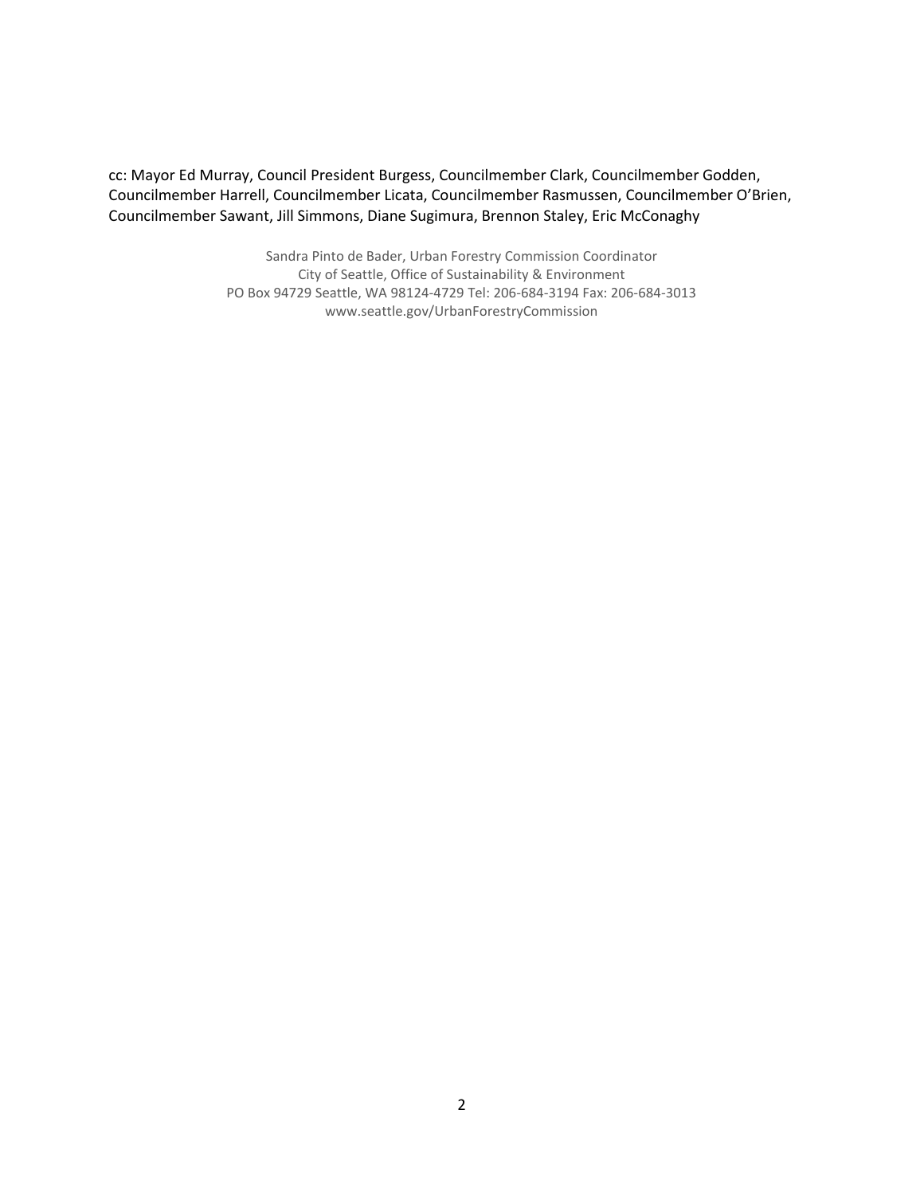cc: Mayor Ed Murray, Council President Burgess, Councilmember Clark, Councilmember Godden, Councilmember Harrell, Councilmember Licata, Councilmember Rasmussen, Councilmember O'Brien, Councilmember Sawant, Jill Simmons, Diane Sugimura, Brennon Staley, Eric McConaghy

Sandra Pinto de Bader, Urban Forestry Commission Coordinator
City of Seattle, Office of Sustainability & Environment
PO Box 94729 Seattle, WA 98124-4729 Tel: 206-684-3194 Fax: 206-684-3013
www.seattle.gov/UrbanForestryCommission